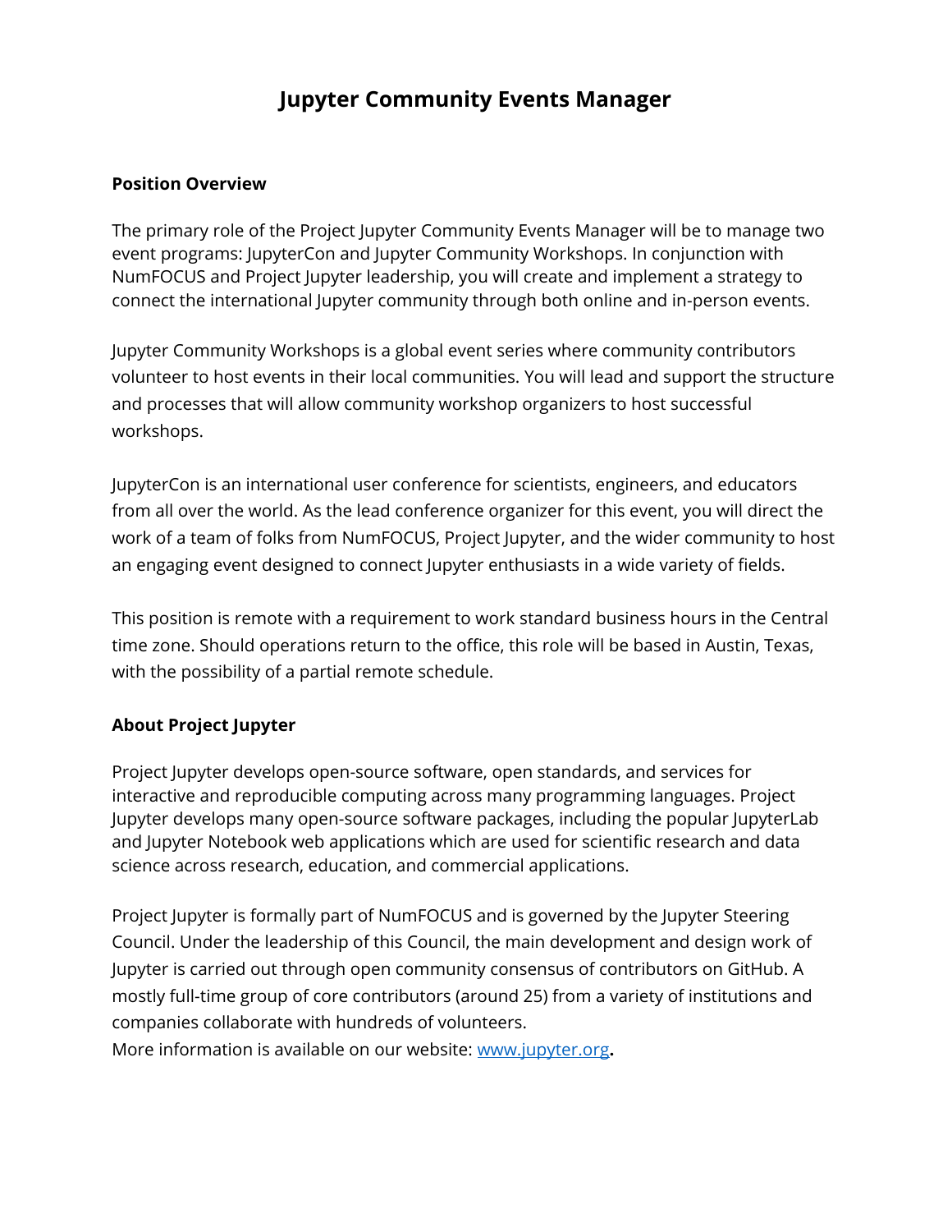# Jupyter Community Events Manager

## Position Overview

The primary role of the Project Jupyter Community Events Manager will be to manage two event programs: JupyterCon and Jupyter Community Workshops. In conjunction with NumFOCUS and Project Jupyter leadership, you will create and implement a strategy to connect the international Jupyter community through both online and in-person events.

Jupyter Community Workshops is a global event series where community contributors volunteer to host events in their local communities. You will lead and support the structure and processes that will allow community workshop organizers to host successful workshops.

JupyterCon is an international user conference for scientists, engineers, and educators from all over the world. As the lead conference organizer for this event, you will direct the work of a team of folks from NumFOCUS, Project Jupyter, and the wider community to host an engaging event designed to connect Jupyter enthusiasts in a wide variety of fields.

This position is remote with a requirement to work standard business hours in the Central time zone. Should operations return to the office, this role will be based in Austin, Texas, with the possibility of a partial remote schedule.

## About Project Jupyter

Project Jupyter develops open-source software, open standards, and services for interactive and reproducible computing across many programming languages. Project Jupyter develops many open-source software packages, including the popular JupyterLab and Jupyter Notebook web applications which are used for scientific research and data science across research, education, and commercial applications.

Project Jupyter is formally part of NumFOCUS and is governed by the Jupyter Steering Council. Under the leadership of this Council, the main development and design work of Jupyter is carried out through open community consensus of contributors on GitHub. A mostly full-time group of core contributors (around 25) from a variety of institutions and companies collaborate with hundreds of volunteers.
More information is available on our website: [www.jupyter.org](http://www.jupyter.org).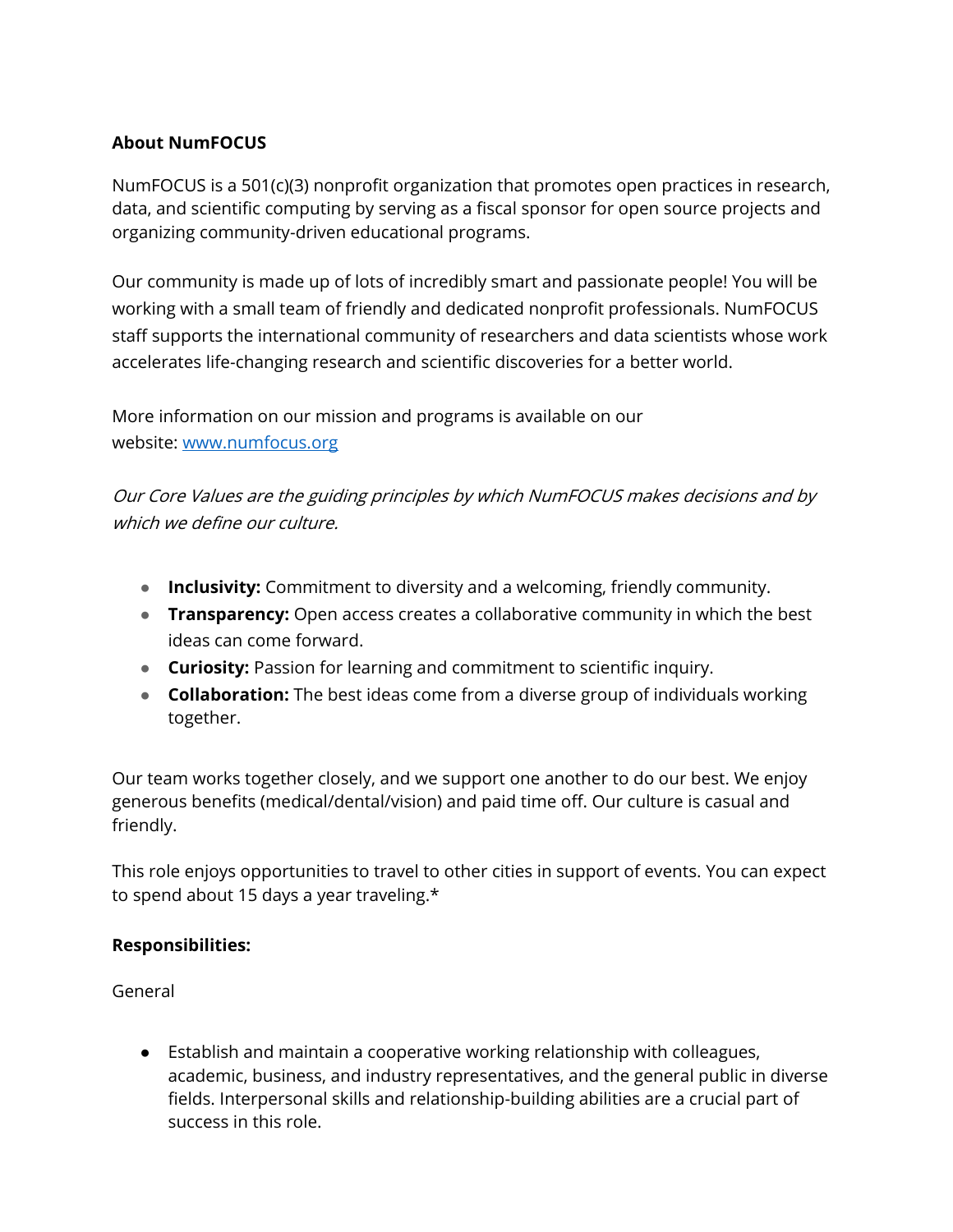**About NumFOCUS**

NumFOCUS is a 501(c)(3) nonprofit organization that promotes open practices in research, data, and scientific computing by serving as a fiscal sponsor for open source projects and organizing community-driven educational programs.

Our community is made up of lots of incredibly smart and passionate people! You will be working with a small team of friendly and dedicated nonprofit professionals. NumFOCUS staff supports the international community of researchers and data scientists whose work accelerates life-changing research and scientific discoveries for a better world.

More information on our mission and programs is available on our website: [www.numfocus.org](http://www.numfocus.org)

*Our Core Values are the guiding principles by which NumFOCUS makes decisions and by which we define our culture.*

- **Inclusivity:** Commitment to diversity and a welcoming, friendly community.
- **Transparency:** Open access creates a collaborative community in which the best ideas can come forward.
- **Curiosity:** Passion for learning and commitment to scientific inquiry.
- **Collaboration:** The best ideas come from a diverse group of individuals working together.

Our team works together closely, and we support one another to do our best. We enjoy generous benefits (medical/dental/vision) and paid time off. Our culture is casual and friendly.

This role enjoys opportunities to travel to other cities in support of events. You can expect to spend about 15 days a year traveling.*

**Responsibilities:**

General

- Establish and maintain a cooperative working relationship with colleagues, academic, business, and industry representatives, and the general public in diverse fields. Interpersonal skills and relationship-building abilities are a crucial part of success in this role.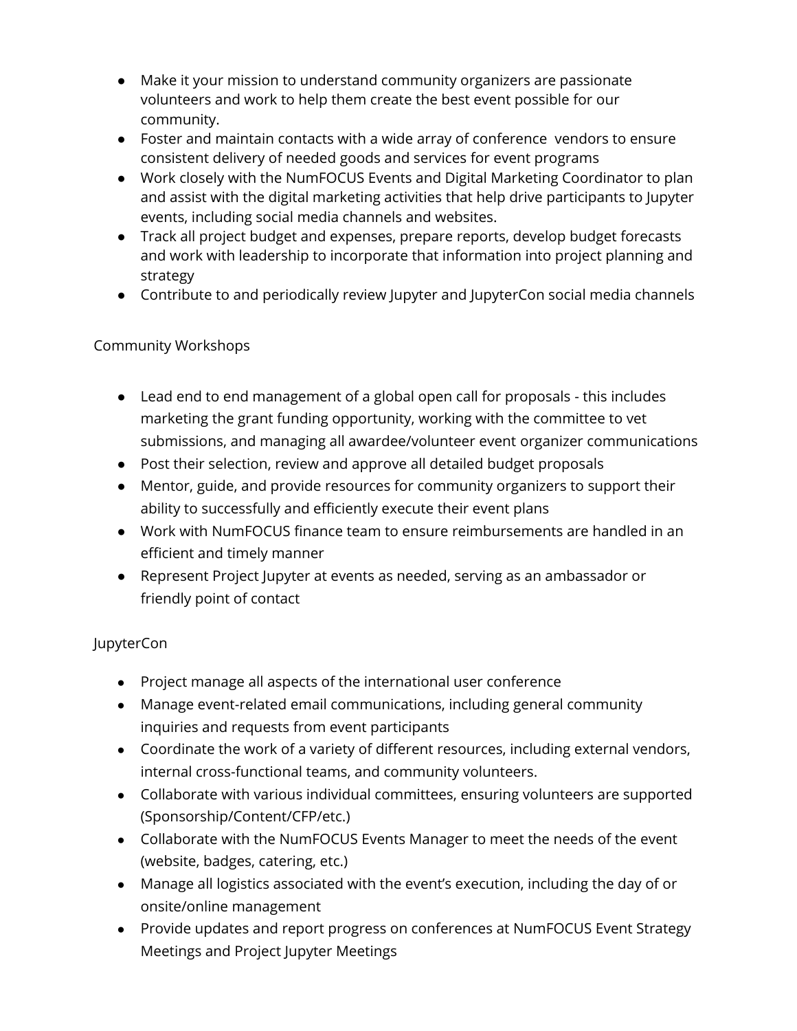- Make it your mission to understand community organizers are passionate volunteers and work to help them create the best event possible for our community.
- Foster and maintain contacts with a wide array of conference vendors to ensure consistent delivery of needed goods and services for event programs
- Work closely with the NumFOCUS Events and Digital Marketing Coordinator to plan and assist with the digital marketing activities that help drive participants to Jupyter events, including social media channels and websites.
- Track all project budget and expenses, prepare reports, develop budget forecasts and work with leadership to incorporate that information into project planning and strategy
- Contribute to and periodically review Jupyter and JupyterCon social media channels

Community Workshops

- Lead end to end management of a global open call for proposals - this includes marketing the grant funding opportunity, working with the committee to vet submissions, and managing all awardee/volunteer event organizer communications
- Post their selection, review and approve all detailed budget proposals
- Mentor, guide, and provide resources for community organizers to support their ability to successfully and efficiently execute their event plans
- Work with NumFOCUS finance team to ensure reimbursements are handled in an efficient and timely manner
- Represent Project Jupyter at events as needed, serving as an ambassador or friendly point of contact

JupyterCon

- Project manage all aspects of the international user conference
- Manage event-related email communications, including general community inquiries and requests from event participants
- Coordinate the work of a variety of different resources, including external vendors, internal cross-functional teams, and community volunteers.
- Collaborate with various individual committees, ensuring volunteers are supported (Sponsorship/Content/CFP/etc.)
- Collaborate with the NumFOCUS Events Manager to meet the needs of the event (website, badges, catering, etc.)
- Manage all logistics associated with the event's execution, including the day of or onsite/online management
- Provide updates and report progress on conferences at NumFOCUS Event Strategy Meetings and Project Jupyter Meetings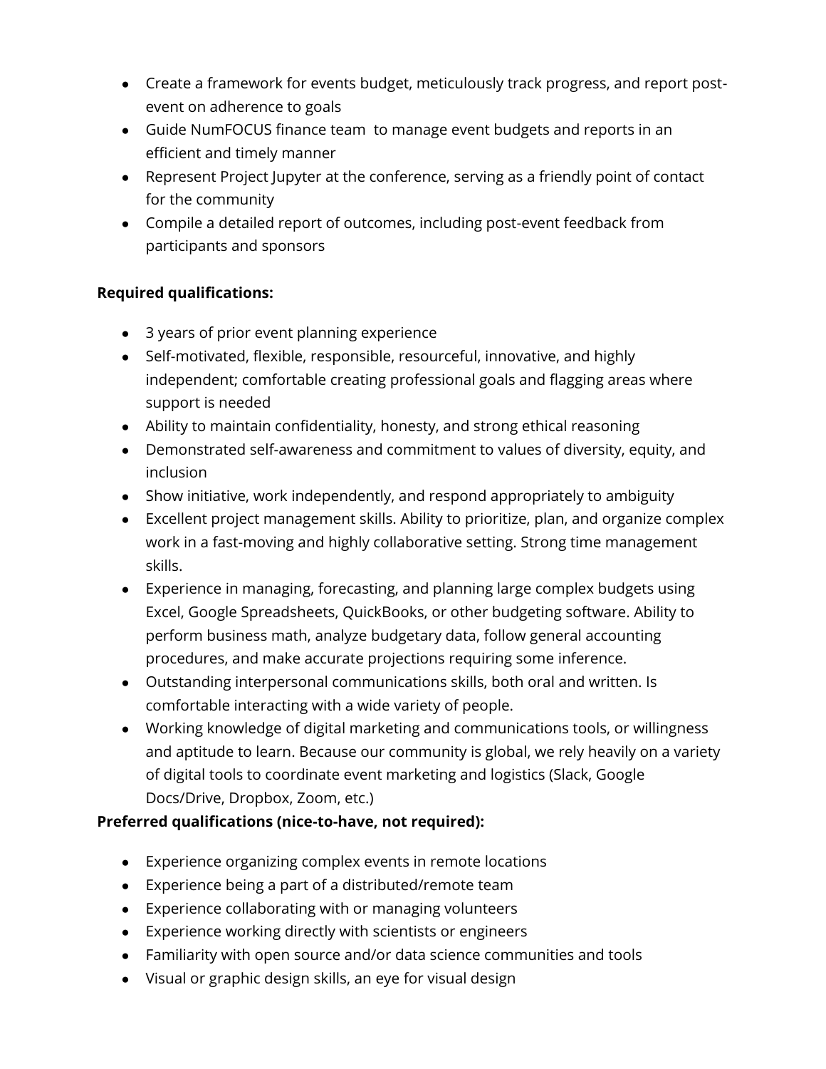- Create a framework for events budget, meticulously track progress, and report post-event on adherence to goals
- Guide NumFOCUS finance team to manage event budgets and reports in an efficient and timely manner
- Represent Project Jupyter at the conference, serving as a friendly point of contact for the community
- Compile a detailed report of outcomes, including post-event feedback from participants and sponsors

**Required qualifications:**

- 3 years of prior event planning experience
- Self-motivated, flexible, responsible, resourceful, innovative, and highly independent; comfortable creating professional goals and flagging areas where support is needed
- Ability to maintain confidentiality, honesty, and strong ethical reasoning
- Demonstrated self-awareness and commitment to values of diversity, equity, and inclusion
- Show initiative, work independently, and respond appropriately to ambiguity
- Excellent project management skills. Ability to prioritize, plan, and organize complex work in a fast-moving and highly collaborative setting. Strong time management skills.
- Experience in managing, forecasting, and planning large complex budgets using Excel, Google Spreadsheets, QuickBooks, or other budgeting software. Ability to perform business math, analyze budgetary data, follow general accounting procedures, and make accurate projections requiring some inference.
- Outstanding interpersonal communications skills, both oral and written. Is comfortable interacting with a wide variety of people.
- Working knowledge of digital marketing and communications tools, or willingness and aptitude to learn. Because our community is global, we rely heavily on a variety of digital tools to coordinate event marketing and logistics (Slack, Google Docs/Drive, Dropbox, Zoom, etc.)

**Preferred qualifications (nice-to-have, not required):**

- Experience organizing complex events in remote locations
- Experience being a part of a distributed/remote team
- Experience collaborating with or managing volunteers
- Experience working directly with scientists or engineers
- Familiarity with open source and/or data science communities and tools
- Visual or graphic design skills, an eye for visual design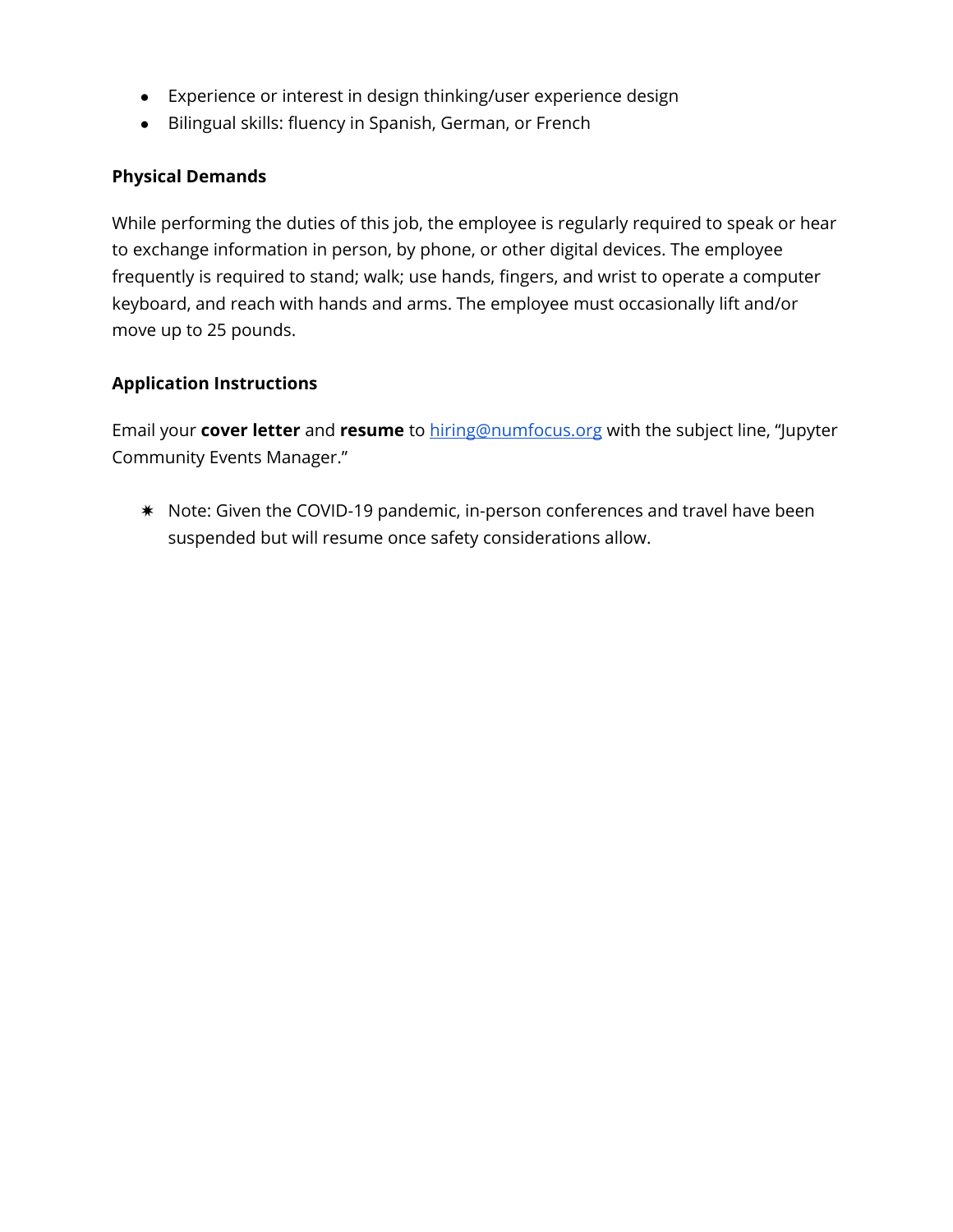- Experience or interest in design thinking/user experience design
- Bilingual skills: fluency in Spanish, German, or French

**Physical Demands**

While performing the duties of this job, the employee is regularly required to speak or hear to exchange information in person, by phone, or other digital devices. The employee frequently is required to stand; walk; use hands, fingers, and wrist to operate a computer keyboard, and reach with hands and arms. The employee must occasionally lift and/or move up to 25 pounds.

**Application Instructions**

Email your **cover letter** and **resume** to [hiring@numfocus.org](mailto:hiring@numfocus.org) with the subject line, "Jupyter Community Events Manager."

- ✷ Note: Given the COVID-19 pandemic, in-person conferences and travel have been suspended but will resume once safety considerations allow.